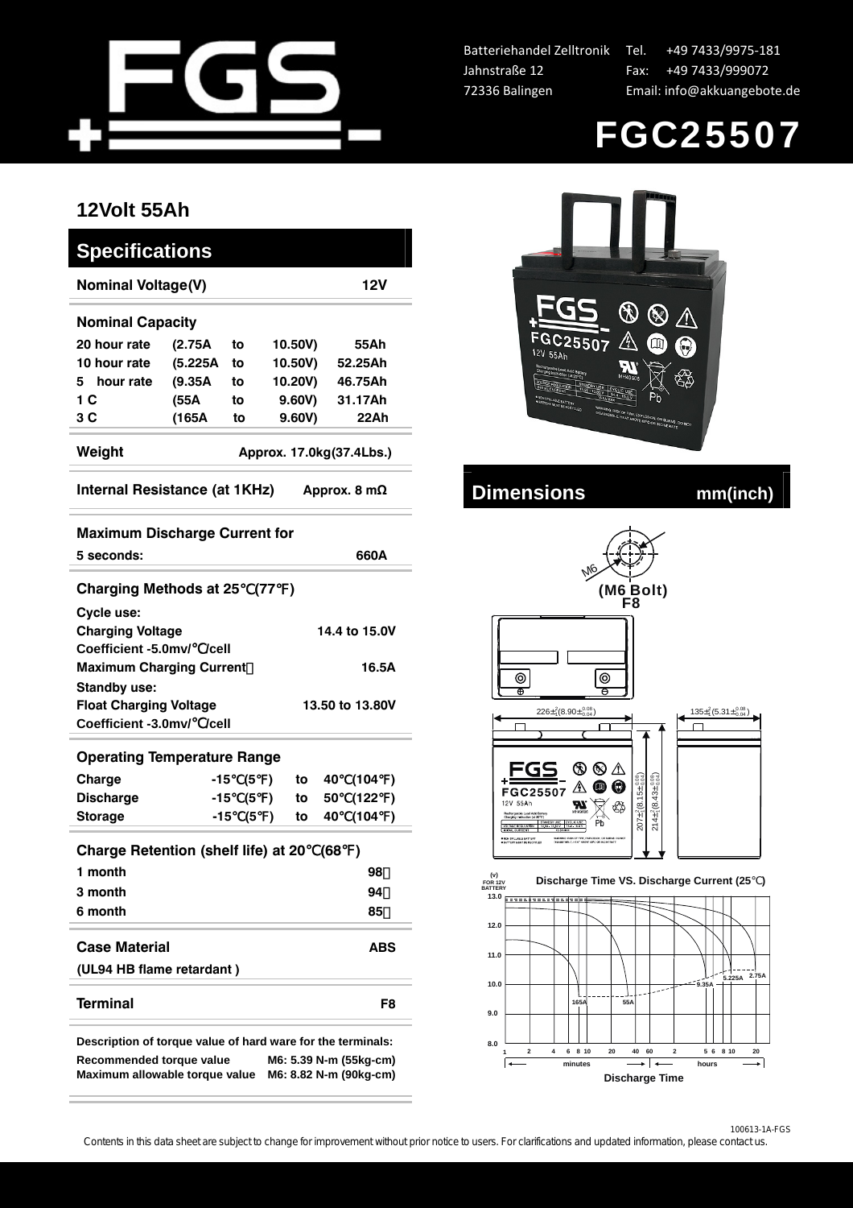Batteriehandel Zelltronik
Jahnstraße 12
72336 Balingen

Tel. +49 7433/9975-181
Fax: +49 7433/999072
Email: info@akkuangebote.de

# FGC25507

## 12Volt 55Ah

## Specifications

| | |
|---|---|
| **Nominal Voltage(V)** | **12V** |

**Nominal Capacity**

| | | | | |
|---|---|---|---|---|
| 20 hour rate | (2.75A | to | 10.50V) | 55Ah |
| 10 hour rate | (5.225A | to | 10.50V) | 52.25Ah |
| 5 hour rate | (9.35A | to | 10.20V) | 46.75Ah |
| 1 C | (55A | to | 9.60V) | 31.17Ah |
| 3 C | (165A | to | 9.60V) | 22Ah |

| | |
|---|---|
| **Weight** | Approx. 17.0kg(37.4Lbs.) |
| **Internal Resistance (at 1KHz)** | Approx. 8 mΩ |
| **Maximum Discharge Current for 5 seconds:** | 660A |

**Charging Methods at 25℃(77℉)**

| | |
|---|---|
| **Cycle use:** | |
| Charging Voltage | 14.4 to 15.0V |
| Coefficient -5.0mv/℃/cell | |
| Maximum Charging Current | 16.5A |
| **Standby use:** | |
| Float Charging Voltage | 13.50 to 13.80V |
| Coefficient -3.0mv/℃/cell | |

**Operating Temperature Range**

| | | | |
|---|---|---|---|
| Charge | -15℃(5℉) | to | 40℃(104℉) |
| Discharge | -15℃(5℉) | to | 50℃(122℉) |
| Storage | -15℃(5℉) | to | 40℃(104℉) |

**Charge Retention (shelf life) at 20℃(68℉)**

| | |
|---|---|
| 1 month | 98% |
| 3 month | 94% |
| 6 month | 85% |

| | |
|---|---|
| **Case Material** (UL94 HB flame retardant ) | **ABS** |
| **Terminal** | **F8** |

**Description of torque value of hard ware for the terminals:**

| | |
|---|---|
| Recommended torque value | M6: 5.39 N-m (55kg-cm) |
| Maximum allowable torque value | M6: 8.82 N-m (90kg-cm) |

## Dimensions mm(inch)

M6
(M6 Bolt)
F8

226±2(8.90±0.08/0.04)
135±2(5.31±0.08/0.04)
207±2(8.15±0.08/0.04)
214±2(8.43±0.08/0.04)

Discharge Time VS. Discharge Current (25℃)

(v) FOR 12V BATTERY
13.0
12.0
11.0
10.0
9.0
8.0
165A
55A
9.35A
5.225A
2.75A
1 2 4 6 8 10 20 40 60 2 5 6 8 10 20
minutes
hours
Discharge Time

100613-1A-FGS

Contents in this data sheet are subject to change for improvement without prior notice to users. For clarifications and updated information, please contact us.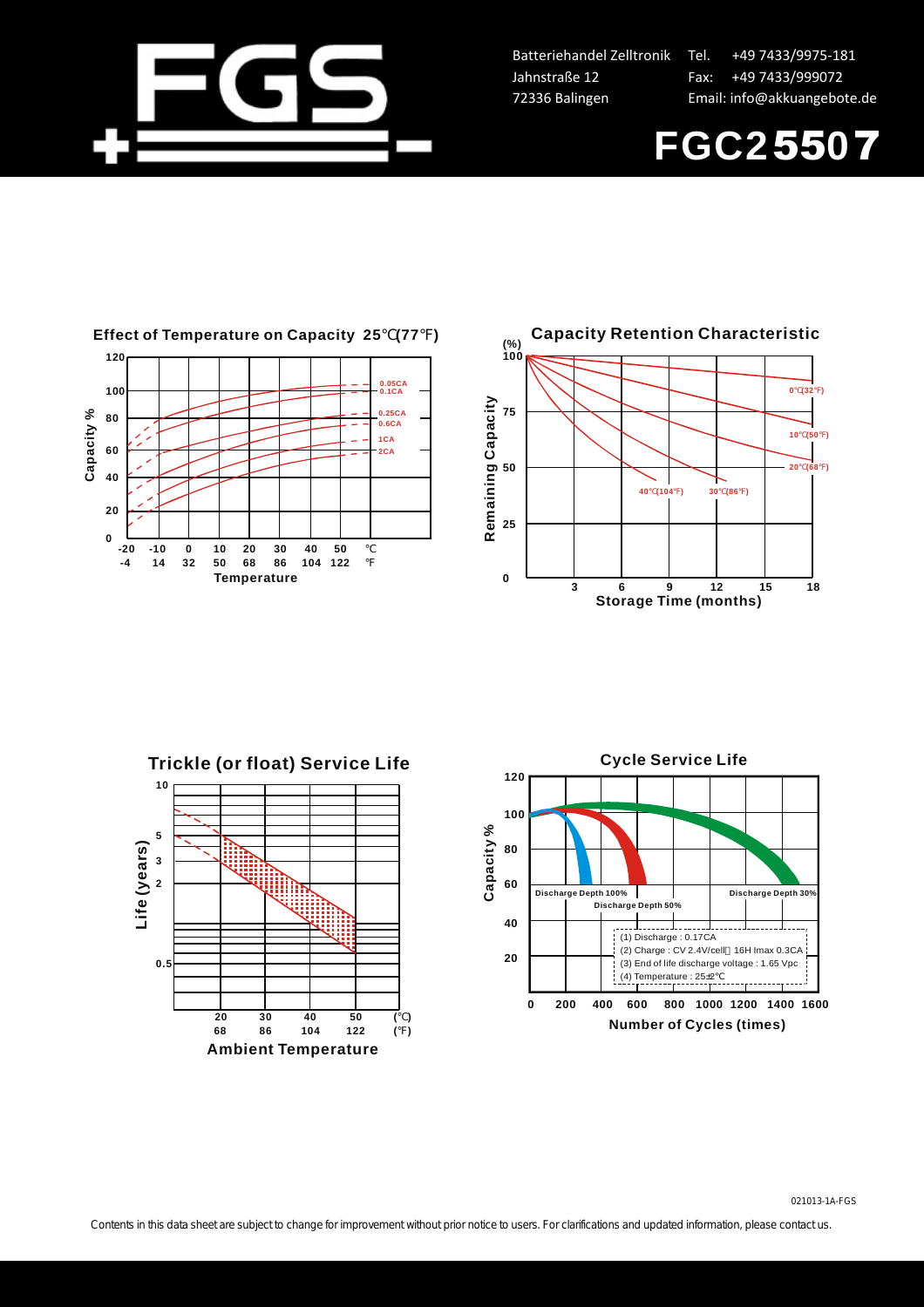Batteriehandel Zelltronik
Jahnstraße 12
72336 Balingen

Tel. +49 7433/9975-181
Fax: +49 7433/999072
Email: info@akkuangebote.de

# FGC25507

**Effect of Temperature on Capacity 25℃(77℉)**

Capacity %
120
100
80
60
40
20
0

0.05CA
0.1CA
0.25CA
0.6CA
1CA
2CA

-20 -10 0 10 20 30 40 50 ℃
-4 14 32 50 68 86 104 122 ℉
Temperature

**Capacity Retention Characteristic**

(%)
100
75
50
25
0
Remaining Capacity

0℃(32℉)
10℃(50℉)
20℃(68℉)
40℃(104℉)
30℃(86℉)

3 6 9 12 15 18
Storage Time (months)

**Trickle (or float) Service Life**

Life (years)
10
5
3
2
0.5

20 30 40 50 (℃)
68 86 104 122 (℉)
Ambient Temperature

**Cycle Service Life**

Capacity %
120
100
80
60
40
20

Discharge Depth 100%
Discharge Depth 50%
Discharge Depth 30%

(1) Discharge : 0.17CA
(2) Charge : CV 2.4V/cell 16H Imax 0.3CA
(3) End of life discharge voltage : 1.65 Vpc
(4) Temperature : 25±2℃

0 200 400 600 800 1000 1200 1400 1600
Number of Cycles (times)

021013-1A-FGS

Contents in this data sheet are subject to change for improvement without prior notice to users. For clarifications and updated information, please contact us.